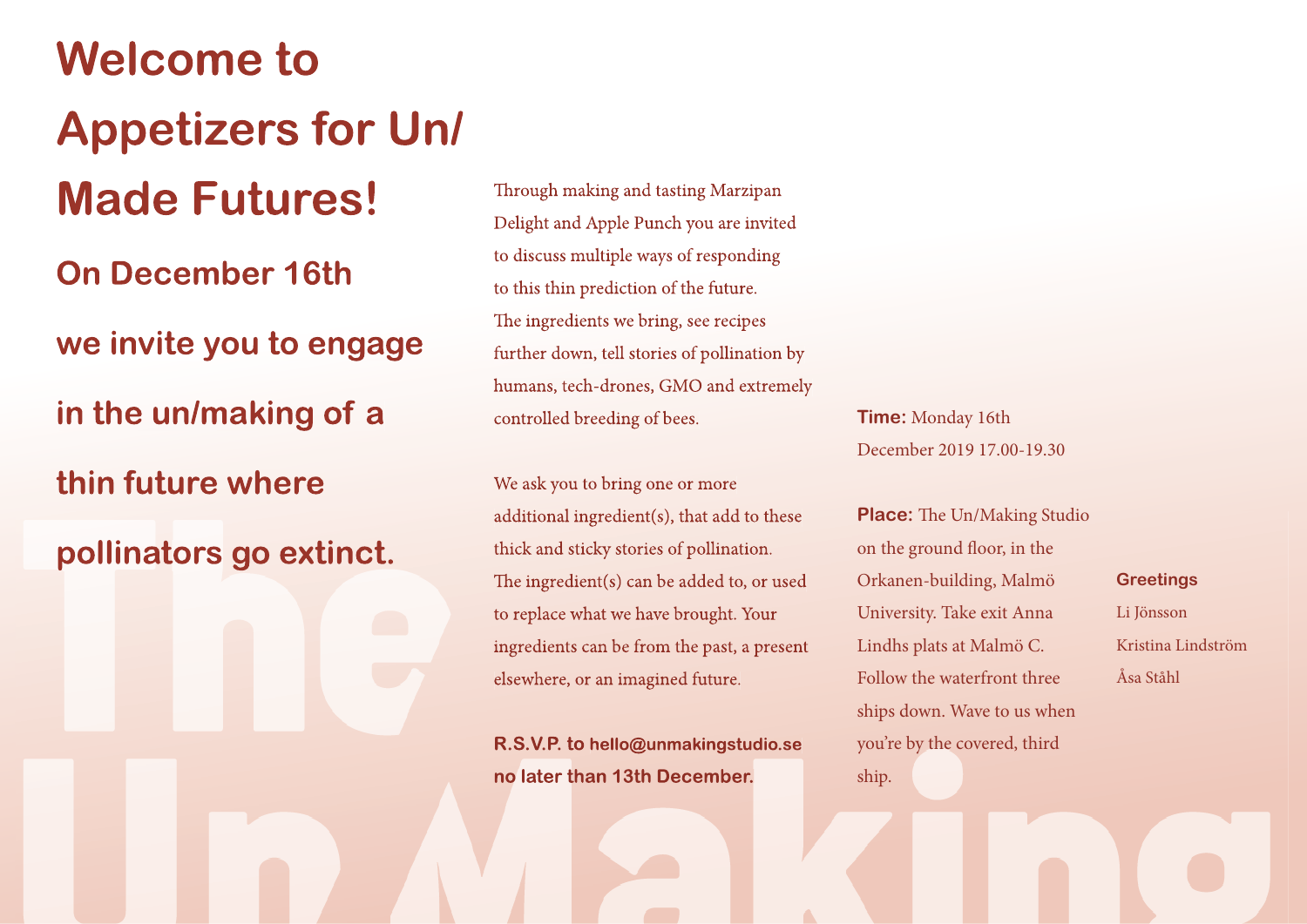# Welcome to Appetizers for Un/ Made Futures!

## On December 16th we invite you to engage in the un/making of a thin future where pollinators go extinct.

Through making and tasting Marzipan Delight and Apple Punch you are invited to discuss multiple ways of responding to this thin prediction of the future. The ingredients we bring, see recipes further down, tell stories of pollination by humans, tech-drones, GMO and extremely controlled breeding of bees.

We ask you to bring one or more additional ingredient(s), that add to these thick and sticky stories of pollination. The ingredient(s) can be added to, or used to replace what we have brought. Your ingredients can be from the past, a present elsewhere, or an imagined future.

**R.S.V.P. to hello@unmakingstudio.se no later than 13th December.**

**Time:** Monday 16th December 2019 17.00-19.30

**Place:** The Un/Making Studio on the ground floor, in the Orkanen-building, Malmö University. Take exit Anna Lindhs plats at Malmö C. Follow the waterfront three ships down. Wave to us when you're by the covered, third ship.

**Greetings**

Li Jönsson

Kristina Lindström

Åsa Ståhl

The Un Making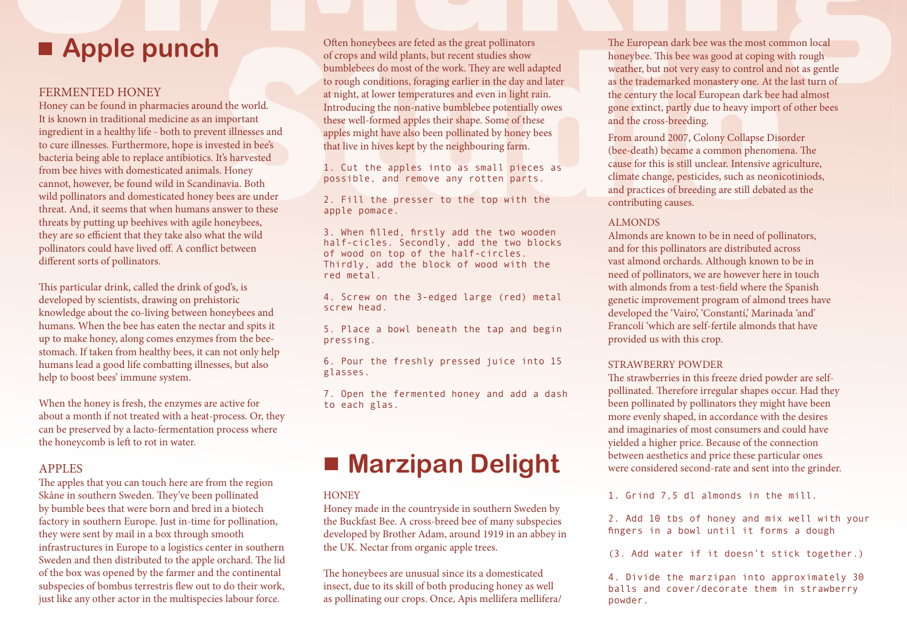## Apple punch

### FERMENTED HONEY

Honey can be found in pharmacies around the world. It is known in traditional medicine as an important ingredient in a healthy life - both to prevent illnesses and to cure illnesses. Furthermore, hope is invested in bee's bacteria being able to replace antibiotics. It's harvested from bee hives with domesticated animals. Honey cannot, however, be found wild in Scandinavia. Both wild pollinators and domesticated honey bees are under threat. And, it seems that when humans answer to these threats by putting up beehives with agile honeybees, they are so efficient that they take also what the wild pollinators could have lived off. A conflict between different sorts of pollinators.

This particular drink, called the drink of god's, is developed by scientists, drawing on prehistoric knowledge about the co-living between honeybees and humans. When the bee has eaten the nectar and spits it up to make honey, along comes enzymes from the bee-stomach. If taken from healthy bees, it can not only help humans lead a good life combatting illnesses, but also help to boost bees' immune system.

When the honey is fresh, the enzymes are active for about a month if not treated with a heat-process. Or, they can be preserved by a lacto-fermentation process where the honeycomb is left to rot in water.

### APPLES

The apples that you can touch here are from the region Skåne in southern Sweden. They've been pollinated by bumble bees that were born and bred in a biotech factory in southern Europe. Just in-time for pollination, they were sent by mail in a box through smooth infrastructures in Europe to a logistics center in southern Sweden and then distributed to the apple orchard. The lid of the box was opened by the farmer and the continental subspecies of bombus terrestris flew out to do their work, just like any other actor in the multispecies labour force.

Often honeybees are feted as the great pollinators of crops and wild plants, but recent studies show bumblebees do most of the work. They are well adapted to rough conditions, foraging earlier in the day and later at night, at lower temperatures and even in light rain. Introducing the non-native bumblebee potentially owes these well-formed apples their shape. Some of these apples might have also been pollinated by honey bees that live in hives kept by the neighbouring farm.

1. Cut the apples into as small pieces as possible, and remove any rotten parts.

2. Fill the presser to the top with the apple pomace.

3. When filled, firstly add the two wooden half-cicles. Secondly, add the two blocks of wood on top of the half-circles. Thirdly, add the block of wood with the red metal.

4. Screw on the 3-edged large (red) metal screw head.

5. Place a bowl beneath the tap and begin pressing.

6. Pour the freshly pressed juice into 15 glasses.

7. Open the fermented honey and add a dash to each glas.

## Marzipan Delight

### HONEY

Honey made in the countryside in southern Sweden by the Buckfast Bee. A cross-breed bee of many subspecies developed by Brother Adam, around 1919 in an abbey in the UK. Nectar from organic apple trees.

The honeybees are unusual since its a domesticated insect, due to its skill of both producing honey as well as pollinating our crops. Once, Apis mellifera mellifera/ The European dark bee was the most common local honeybee. This bee was good at coping with rough weather, but not very easy to control and not as gentle as the trademarked monastery one. At the last turn of the century the local European dark bee had almost gone extinct, partly due to heavy import of other bees and the cross-breeding.

From around 2007, Colony Collapse Disorder (bee-death) became a common phenomena. The cause for this is still unclear. Intensive agriculture, climate change, pesticides, such as neonicotiniods, and practices of breeding are still debated as the contributing causes.

### ALMONDS

Almonds are known to be in need of pollinators, and for this pollinators are distributed across vast almond orchards. Although known to be in need of pollinators, we are however here in touch with almonds from a test-field where the Spanish genetic improvement program of almond trees have developed the 'Vairo', 'Constantí,' Marinada 'and' Francolí 'which are self-fertile almonds that have provided us with this crop.

### STRAWBERRY POWDER

The strawberries in this freeze dried powder are self-pollinated. Therefore irregular shapes occur. Had they been pollinated by pollinators they might have been more evenly shaped, in accordance with the desires and imaginaries of most consumers and could have yielded a higher price. Because of the connection between aesthetics and price these particular ones were considered second-rate and sent into the grinder.

1. Grind 7,5 dl almonds in the mill.

2. Add 10 tbs of honey and mix well with your fingers in a bowl until it forms a dough

(3. Add water if it doesn't stick together.)

4. Divide the marzipan into approximately 30 balls and cover/decorate them in strawberry powder.